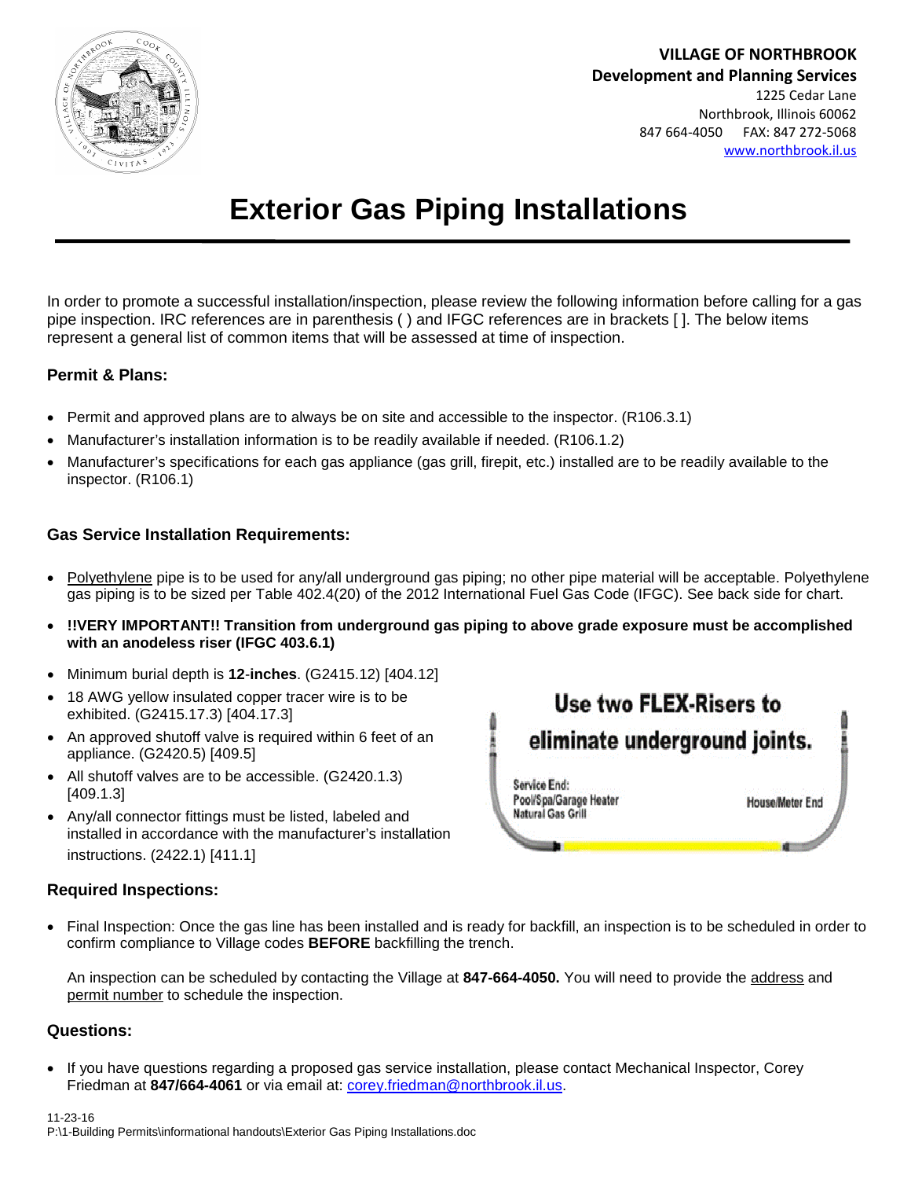VILLAGE OF NORTHBROOK
**Development and Planning Services**
1225 Cedar Lane
Northbrook, Illinois 60062
847 664-4050 FAX: 847 272-5068
www.northbrook.il.us

# Exterior Gas Piping Installations

In order to promote a successful installation/inspection, please review the following information before calling for a gas pipe inspection. IRC references are in parenthesis ( ) and IFGC references are in brackets [ ]. The below items represent a general list of common items that will be assessed at time of inspection.

### Permit & Plans:

- Permit and approved plans are to always be on site and accessible to the inspector. (R106.3.1)
- Manufacturer's installation information is to be readily available if needed. (R106.1.2)
- Manufacturer's specifications for each gas appliance (gas grill, firepit, etc.) installed are to be readily available to the inspector. (R106.1)

### Gas Service Installation Requirements:

- Polyethylene pipe is to be used for any/all underground gas piping; no other pipe material will be acceptable. Polyethylene gas piping is to be sized per Table 402.4(20) of the 2012 International Fuel Gas Code (IFGC). See back side for chart.
- **!!VERY IMPORTANT!! Transition from underground gas piping to above grade exposure must be accomplished with an anodeless riser (IFGC 403.6.1)**
- Minimum burial depth is **12**-**inches**. (G2415.12) [404.12]
- 18 AWG yellow insulated copper tracer wire is to be exhibited. (G2415.17.3) [404.17.3]
- An approved shutoff valve is required within 6 feet of an appliance. (G2420.5) [409.5]
- All shutoff valves are to be accessible. (G2420.1.3) [409.1.3]
- Any/all connector fittings must be listed, labeled and installed in accordance with the manufacturer's installation instructions. (2422.1) [411.1]

Use two FLEX-Risers to eliminate underground joints.

Service End: Pool/Spa/Garage Heater Natural Gas Grill — House/Meter End

### Required Inspections:

- Final Inspection: Once the gas line has been installed and is ready for backfill, an inspection is to be scheduled in order to confirm compliance to Village codes **BEFORE** backfilling the trench.

  An inspection can be scheduled by contacting the Village at **847-664-4050.** You will need to provide the address and permit number to schedule the inspection.

### Questions:

- If you have questions regarding a proposed gas service installation, please contact Mechanical Inspector, Corey Friedman at **847/664-4061** or via email at: corey.friedman@northbrook.il.us.

11-23-16
P:\1-Building Permits\informational handouts\Exterior Gas Piping Installations.doc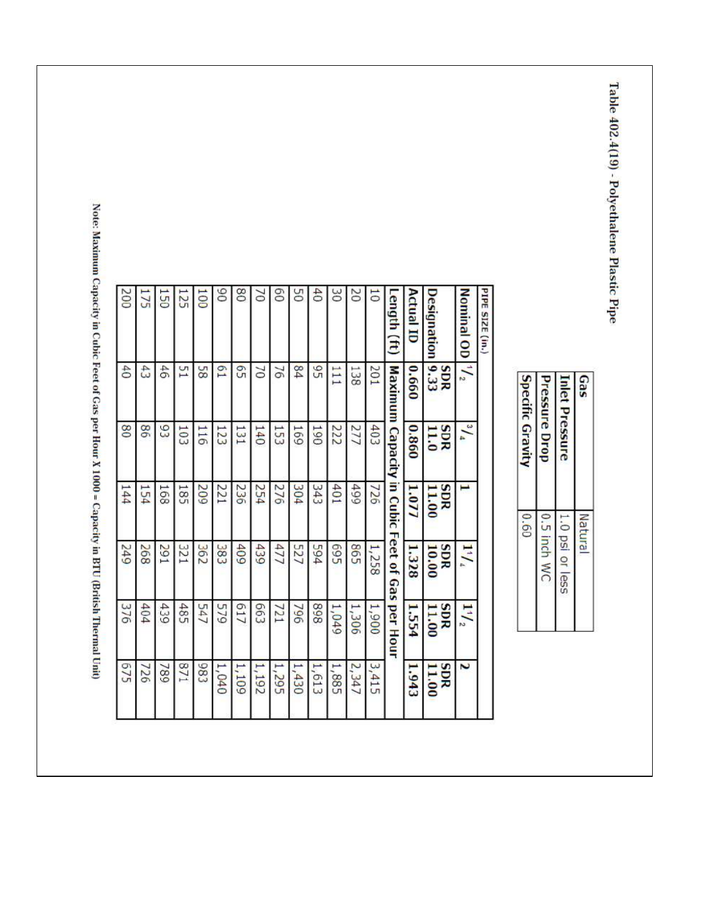Table 402.4(19) - Polyethalene Plastic Pipe

| | |
|---|---|
| Gas | Natural |
| Inlet Pressure | 1.0 psi or less |
| Pressure Drop | 0.5 inch WC |
| Specific Gravity | 0.60 |

| PIPE SIZE (in.) | | | | | | |
|---|---|---|---|---|---|---|
| **Nominal OD** | 1/2 | 3/4 | **1** | **1 1/4** | **1 1/2** | **2** |
| **Designation** | **SDR 9.33** | **SDR 11.0** | **SDR 11.00** | **SDR 10.00** | **SDR 11.00** | **SDR 11.00** |
| **Actual ID** | **0.660** | **0.860** | **1.077** | **1.328** | **1.554** | **1.943** |
| **Length (ft)** | **Maximum Capacity in Cubic Feet of Gas per Hour** | | | | | |
| 10 | 201 | 403 | 726 | 1,258 | 1,900 | 3,415 |
| 20 | 138 | 277 | 499 | 865 | 1,306 | 2,347 |
| 30 | 111 | 222 | 401 | 695 | 1,049 | 1,885 |
| 40 | 95 | 190 | 343 | 594 | 898 | 1,613 |
| 50 | 84 | 169 | 304 | 527 | 796 | 1,430 |
| 60 | 76 | 153 | 276 | 477 | 721 | 1,295 |
| 70 | 70 | 140 | 254 | 439 | 663 | 1,192 |
| 80 | 65 | 131 | 236 | 409 | 617 | 1,109 |
| 90 | 61 | 123 | 221 | 383 | 579 | 1,040 |
| 100 | 58 | 116 | 209 | 362 | 547 | 983 |
| 125 | 51 | 103 | 185 | 321 | 485 | 871 |
| 150 | 46 | 93 | 168 | 291 | 439 | 789 |
| 175 | 43 | 86 | 154 | 268 | 404 | 726 |
| 200 | 40 | 80 | 144 | 249 | 376 | 675 |

Note: Maximum Capacity in Cubic Feet of Gas per Hour X 1000 = Capacity in BTU (British Thermal Unit)